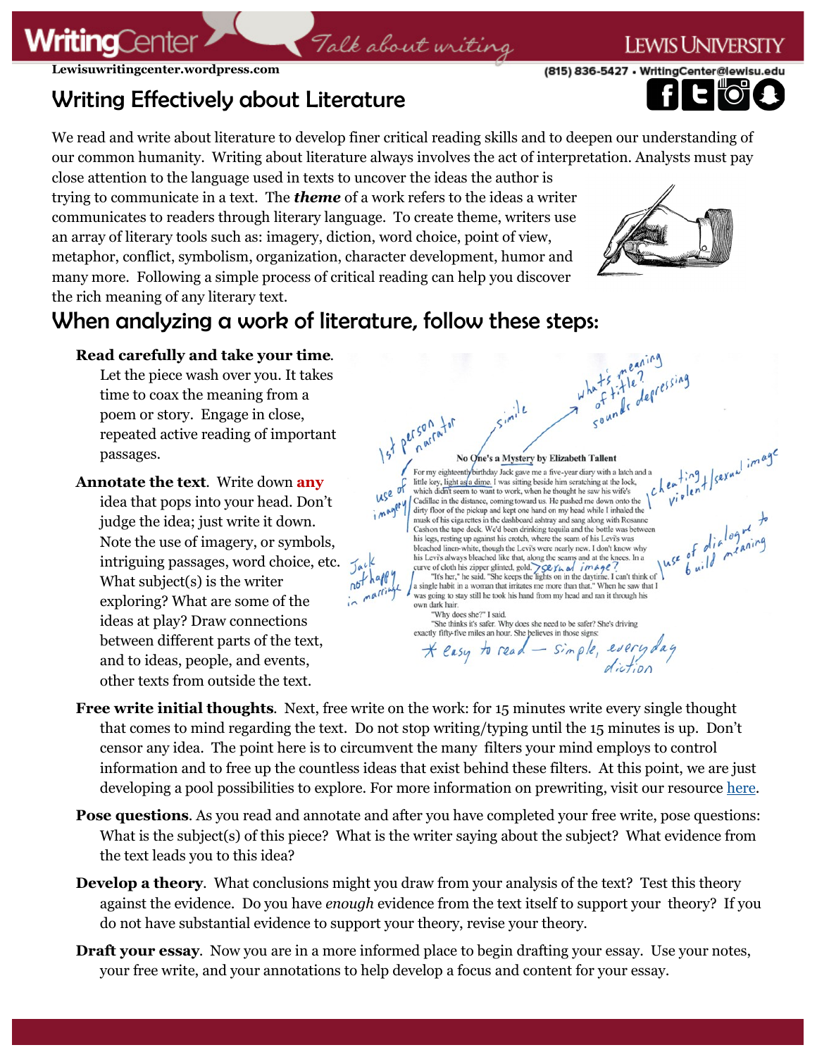# Writing Effectively about Literature

We read and write about literature to develop finer critical reading skills and to deepen our understanding of our common humanity. Writing about literature always involves the act of interpretation. Analysts must pay close attention to the language used in texts to uncover the ideas the author is trying to communicate in a text. The ***theme*** of a work refers to the ideas a writer communicates to readers through literary language. To create theme, writers use an array of literary tools such as: imagery, diction, word choice, point of view, metaphor, conflict, symbolism, organization, character development, humor and many more. Following a simple process of critical reading can help you discover the rich meaning of any literary text.

## When analyzing a work of literature, follow these steps:

**Read carefully and take your time**. Let the piece wash over you. It takes time to coax the meaning from a poem or story. Engage in close, repeated active reading of important passages.

**Annotate the text**. Write down **any** idea that pops into your head. Don't judge the idea; just write it down. Note the use of imagery, or symbols, intriguing passages, word choice, etc. What subject(s) is the writer exploring? What are some of the ideas at play? Draw connections between different parts of the text, and to ideas, people, and events, other texts from outside the text.

**No One's a Mystery by Elizabeth Tallent**

For my eighteenth birthday Jack gave me a five-year diary with a latch and a little key, light as a dime. I was sitting beside him scratching at the lock, which didn't seem to want to work, when he thought he saw his wife's Cadillac in the distance, coming toward us. He pushed me down onto the dirty floor of the pickup and kept one hand on my head while I inhaled the musk of his cigarettes in the dashboard ashtray and sang along with Rosanne Cash on the tape deck. We'd been drinking tequila and the bottle was between his legs, resting up against his crotch, where the seam of his Levi's was bleached linen-white, though the Levi's were nearly new. I don't know why his Levi's always bleached like that, along the seams and at the knees. In a curve of cloth his zipper glinted, gold.

"It's her," he said. "She keeps the lights on in the daytime. I can't think of a single habit in a woman that irritates me more than that." When he saw that I was going to stay still he took his hand from my head and ran it through his own dark hair.

"Why does she?" I said.

"She thinks it's safer. Why does she need to be safer? She's driving exactly fifty-five miles an hour. She believes in those signs:

Annotations: 1st person narrator; simile; what's meaning of title? sounds depressing; use of imagery; cheating / violent / sexual image; sexual image?; use of dialogue to build meaning; Jack not happy in marriage; * easy to read — simple, everyday diction

**Free write initial thoughts**. Next, free write on the work: for 15 minutes write every single thought that comes to mind regarding the text. Do not stop writing/typing until the 15 minutes is up. Don't censor any idea. The point here is to circumvent the many filters your mind employs to control information and to free up the countless ideas that exist behind these filters. At this point, we are just developing a pool possibilities to explore. For more information on prewriting, visit our resource here.

**Pose questions**. As you read and annotate and after you have completed your free write, pose questions: What is the subject(s) of this piece? What is the writer saying about the subject? What evidence from the text leads you to this idea?

**Develop a theory**. What conclusions might you draw from your analysis of the text? Test this theory against the evidence. Do you have *enough* evidence from the text itself to support your theory? If you do not have substantial evidence to support your theory, revise your theory.

**Draft your essay**. Now you are in a more informed place to begin drafting your essay. Use your notes, your free write, and your annotations to help develop a focus and content for your essay.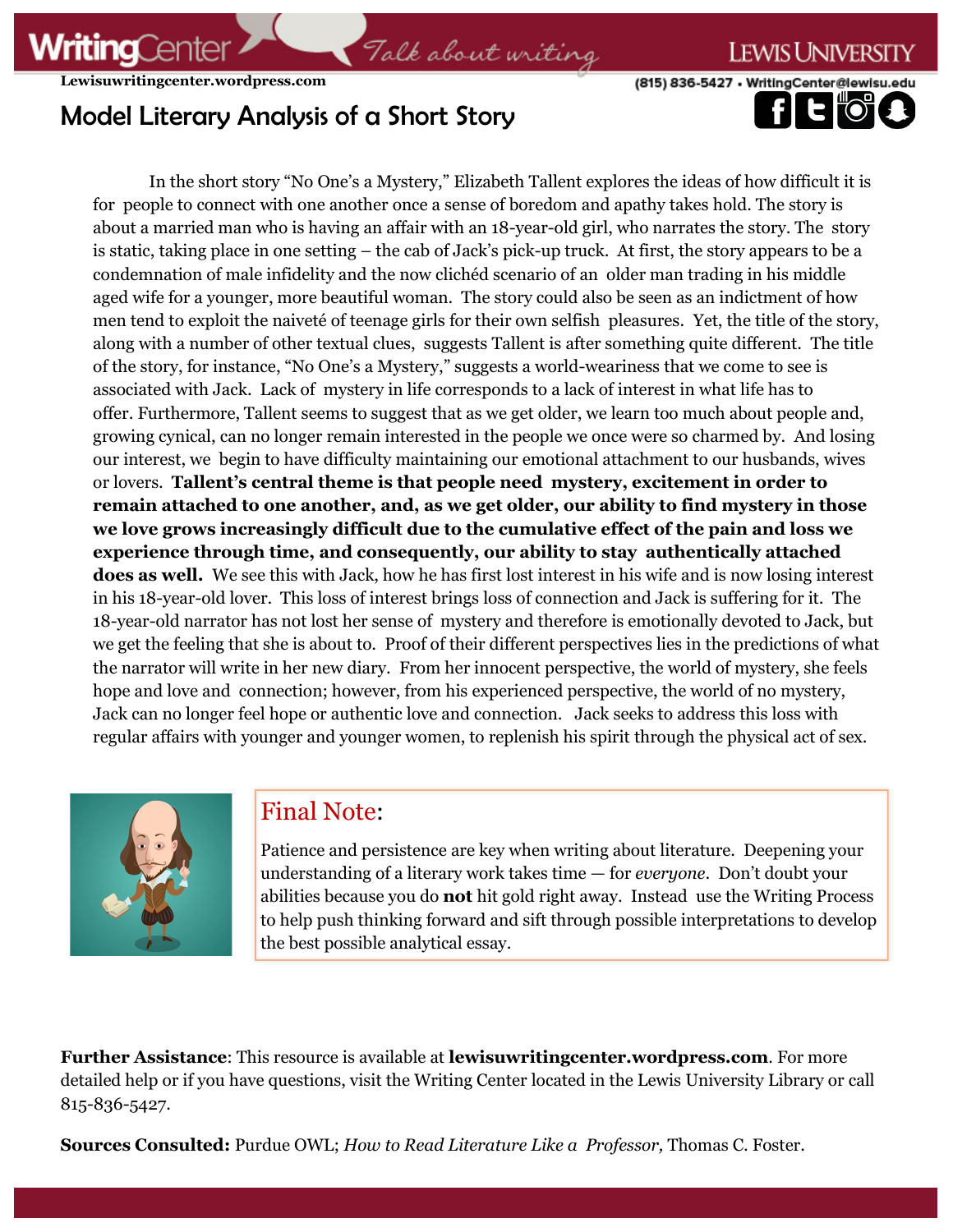## Model Literary Analysis of a Short Story

In the short story "No One's a Mystery," Elizabeth Tallent explores the ideas of how difficult it is for people to connect with one another once a sense of boredom and apathy takes hold. The story is about a married man who is having an affair with an 18-year-old girl, who narrates the story. The story is static, taking place in one setting – the cab of Jack's pick-up truck. At first, the story appears to be a condemnation of male infidelity and the now clichéd scenario of an older man trading in his middle aged wife for a younger, more beautiful woman. The story could also be seen as an indictment of how men tend to exploit the naiveté of teenage girls for their own selfish pleasures. Yet, the title of the story, along with a number of other textual clues, suggests Tallent is after something quite different. The title of the story, for instance, "No One's a Mystery," suggests a world-weariness that we come to see is associated with Jack. Lack of mystery in life corresponds to a lack of interest in what life has to offer. Furthermore, Tallent seems to suggest that as we get older, we learn too much about people and, growing cynical, can no longer remain interested in the people we once were so charmed by. And losing our interest, we begin to have difficulty maintaining our emotional attachment to our husbands, wives or lovers. **Tallent's central theme is that people need mystery, excitement in order to remain attached to one another, and, as we get older, our ability to find mystery in those we love grows increasingly difficult due to the cumulative effect of the pain and loss we experience through time, and consequently, our ability to stay authentically attached does as well.** We see this with Jack, how he has first lost interest in his wife and is now losing interest in his 18-year-old lover. This loss of interest brings loss of connection and Jack is suffering for it. The 18-year-old narrator has not lost her sense of mystery and therefore is emotionally devoted to Jack, but we get the feeling that she is about to. Proof of their different perspectives lies in the predictions of what the narrator will write in her new diary. From her innocent perspective, the world of mystery, she feels hope and love and connection; however, from his experienced perspective, the world of no mystery, Jack can no longer feel hope or authentic love and connection. Jack seeks to address this loss with regular affairs with younger and younger women, to replenish his spirit through the physical act of sex.

### Final Note:

Patience and persistence are key when writing about literature. Deepening your understanding of a literary work takes time — for *everyone*. Don't doubt your abilities because you do **not** hit gold right away. Instead use the Writing Process to help push thinking forward and sift through possible interpretations to develop the best possible analytical essay.

**Further Assistance**: This resource is available at **lewisuwritingcenter.wordpress.com**. For more detailed help or if you have questions, visit the Writing Center located in the Lewis University Library or call 815-836-5427.

**Sources Consulted:** Purdue OWL; *How to Read Literature Like a Professor,* Thomas C. Foster.